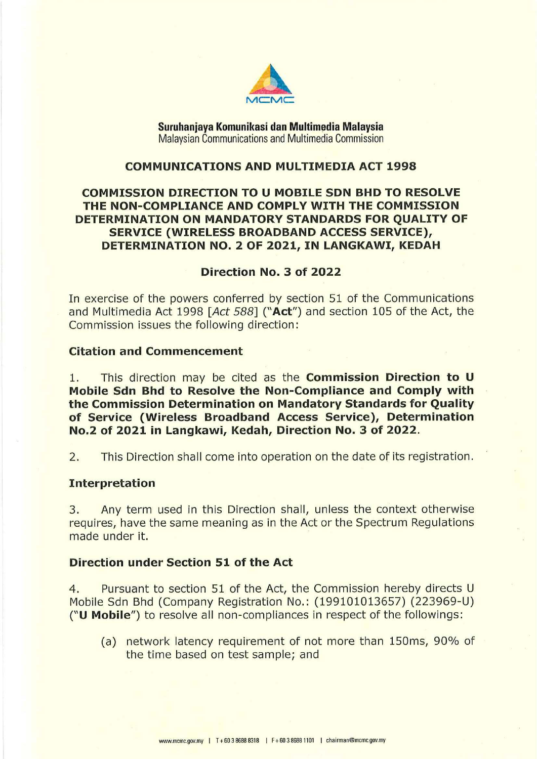**Suruhanjaya Komunikasi dan Multimedia Malaysia**
Malaysian Communications and Multimedia Commission

## COMMUNICATIONS AND MULTIMEDIA ACT 1998

## COMMISSION DIRECTION TO U MOBILE SDN BHD TO RESOLVE THE NON-COMPLIANCE AND COMPLY WITH THE COMMISSION DETERMINATION ON MANDATORY STANDARDS FOR QUALITY OF SERVICE (WIRELESS BROADBAND ACCESS SERVICE), DETERMINATION NO. 2 OF 2021, IN LANGKAWI, KEDAH

### Direction No. 3 of 2022

In exercise of the powers conferred by section 51 of the Communications and Multimedia Act 1998 [*Act 588*] ("**Act**") and section 105 of the Act, the Commission issues the following direction:

### Citation and Commencement

1. This direction may be cited as the **Commission Direction to U Mobile Sdn Bhd to Resolve the Non-Compliance and Comply with the Commission Determination on Mandatory Standards for Quality of Service (Wireless Broadband Access Service), Determination No.2 of 2021 in Langkawi, Kedah, Direction No. 3 of 2022**.

2. This Direction shall come into operation on the date of its registration.

### Interpretation

3. Any term used in this Direction shall, unless the context otherwise requires, have the same meaning as in the Act or the Spectrum Regulations made under it.

### Direction under Section 51 of the Act

4. Pursuant to section 51 of the Act, the Commission hereby directs U Mobile Sdn Bhd (Company Registration No.: (199101013657) (223969-U) ("**U Mobile**") to resolve all non-compliances in respect of the followings:

   (a) network latency requirement of not more than 150ms, 90% of the time based on test sample; and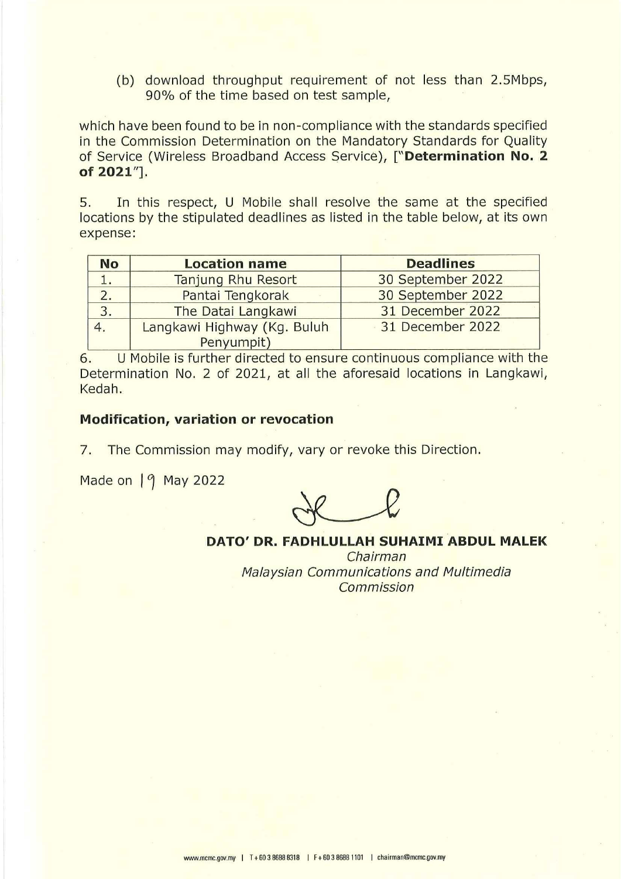(b) download throughput requirement of not less than 2.5Mbps, 90% of the time based on test sample,

which have been found to be in non-compliance with the standards specified in the Commission Determination on the Mandatory Standards for Quality of Service (Wireless Broadband Access Service), ["**Determination No. 2 of 2021**"].

5. In this respect, U Mobile shall resolve the same at the specified locations by the stipulated deadlines as listed in the table below, at its own expense:

| No | Location name | Deadlines |
|---|---|---|
| 1. | Tanjung Rhu Resort | 30 September 2022 |
| 2. | Pantai Tengkorak | 30 September 2022 |
| 3. | The Datai Langkawi | 31 December 2022 |
| 4. | Langkawi Highway (Kg. Buluh Penyumpit) | 31 December 2022 |

6. U Mobile is further directed to ensure continuous compliance with the Determination No. 2 of 2021, at all the aforesaid locations in Langkawi, Kedah.

**Modification, variation or revocation**

7. The Commission may modify, vary or revoke this Direction.

Made on 19 May 2022

**DATO' DR. FADHLULLAH SUHAIMI ABDUL MALEK**
*Chairman*
*Malaysian Communications and Multimedia Commission*

www.mcmc.gov.my | T +60 3 8688 8318 | F +60 3 8688 1101 | chairman@mcmc.gov.my